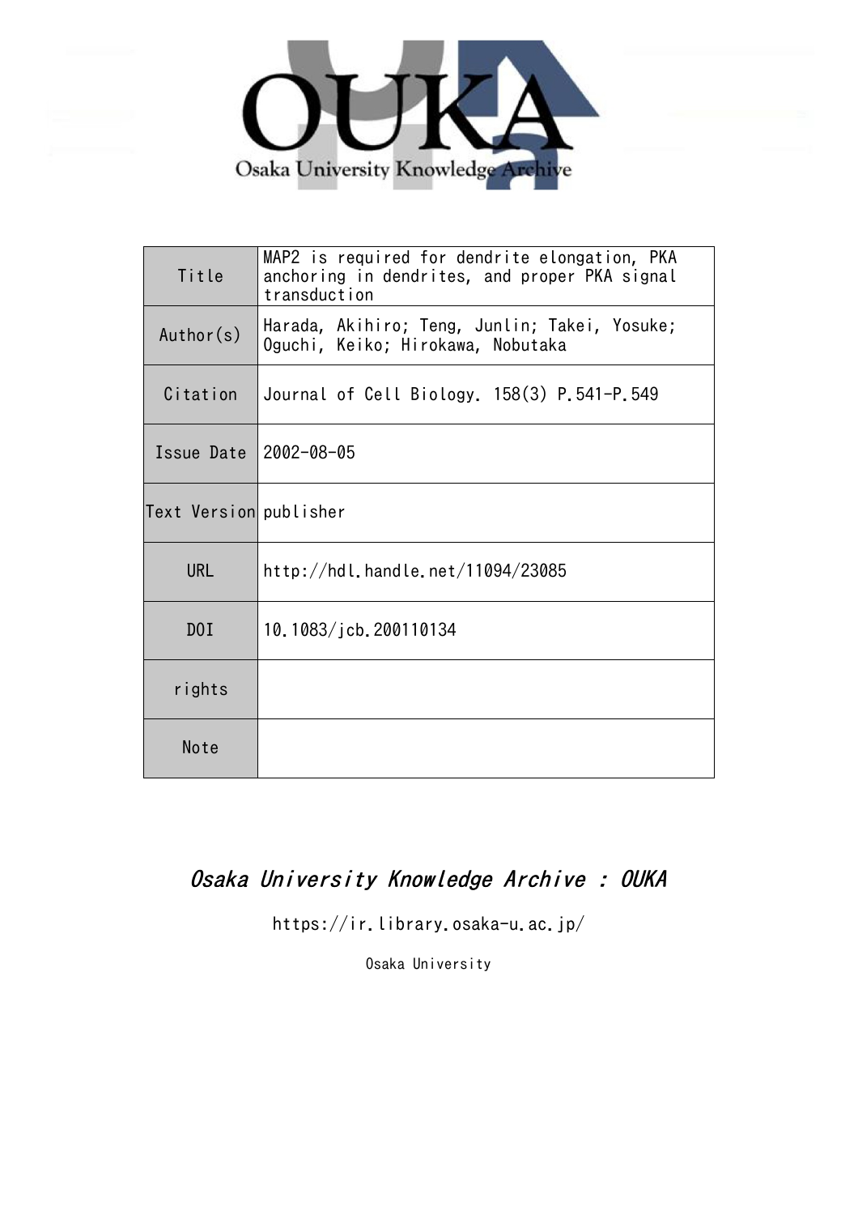OUKA

Osaka University Knowledge Archive

| Title | MAP2 is required for dendrite elongation, PKA anchoring in dendrites, and proper PKA signal transduction |
|---|---|
| Author(s) | Harada, Akihiro; Teng, Junlin; Takei, Yosuke; Oguchi, Keiko; Hirokawa, Nobutaka |
| Citation | Journal of Cell Biology. 158(3) P.541-P.549 |
| Issue Date | 2002-08-05 |
| Text Version | publisher |
| URL | http://hdl.handle.net/11094/23085 |
| DOI | 10.1083/jcb.200110134 |
| rights | |
| Note | |

*Osaka University Knowledge Archive : OUKA*

https://ir.library.osaka-u.ac.jp/

Osaka University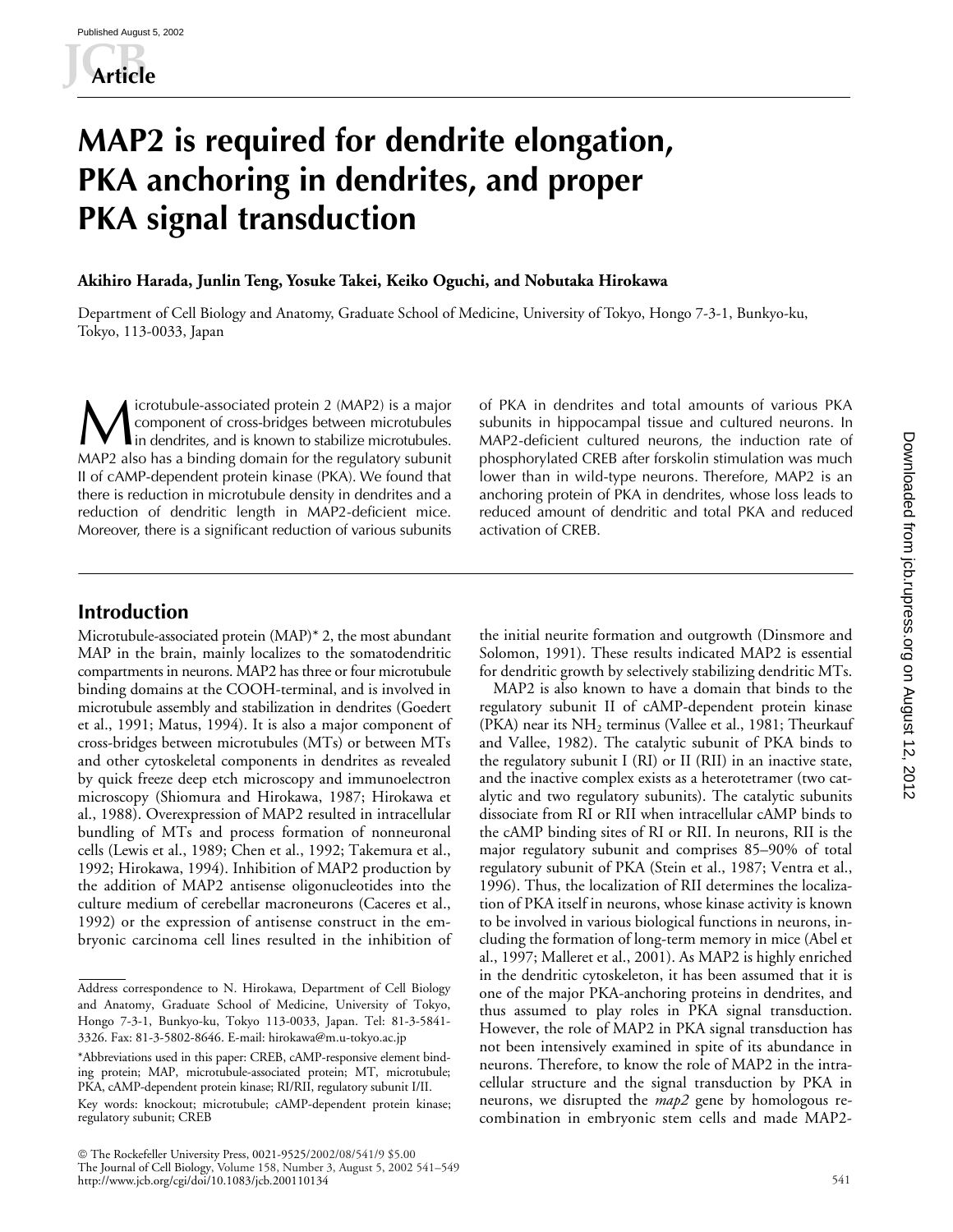# MAP2 is required for dendrite elongation, PKA anchoring in dendrites, and proper PKA signal transduction

**Akihiro Harada, Junlin Teng, Yosuke Takei, Keiko Oguchi, and Nobutaka Hirokawa**

Department of Cell Biology and Anatomy, Graduate School of Medicine, University of Tokyo, Hongo 7-3-1, Bunkyo-ku, Tokyo, 113-0033, Japan

Microtubule-associated protein 2 (MAP2) is a major component of cross-bridges between microtubules in dendrites, and is known to stabilize microtubules. MAP2 also has a binding domain for the regulatory subunit II of cAMP-dependent protein kinase (PKA). We found that there is reduction in microtubule density in dendrites and a reduction of dendritic length in MAP2-deficient mice. Moreover, there is a significant reduction of various subunits of PKA in dendrites and total amounts of various PKA subunits in hippocampal tissue and cultured neurons. In MAP2-deficient cultured neurons, the induction rate of phosphorylated CREB after forskolin stimulation was much lower than in wild-type neurons. Therefore, MAP2 is an anchoring protein of PKA in dendrites, whose loss leads to reduced amount of dendritic and total PKA and reduced activation of CREB.

## Introduction

Microtubule-associated protein (MAP)* 2, the most abundant MAP in the brain, mainly localizes to the somatodendritic compartments in neurons. MAP2 has three or four microtubule binding domains at the COOH-terminal, and is involved in microtubule assembly and stabilization in dendrites (Goedert et al., 1991; Matus, 1994). It is also a major component of cross-bridges between microtubules (MTs) or between MTs and other cytoskeletal components in dendrites as revealed by quick freeze deep etch microscopy and immunoelectron microscopy (Shiomura and Hirokawa, 1987; Hirokawa et al., 1988). Overexpression of MAP2 resulted in intracellular bundling of MTs and process formation of nonneuronal cells (Lewis et al., 1989; Chen et al., 1992; Takemura et al., 1992; Hirokawa, 1994). Inhibition of MAP2 production by the addition of MAP2 antisense oligonucleotides into the culture medium of cerebellar macroneurons (Caceres et al., 1992) or the expression of antisense construct in the embryonic carcinoma cell lines resulted in the inhibition of the initial neurite formation and outgrowth (Dinsmore and Solomon, 1991). These results indicated MAP2 is essential for dendritic growth by selectively stabilizing dendritic MTs.

MAP2 is also known to have a domain that binds to the regulatory subunit II of cAMP-dependent protein kinase (PKA) near its $NH_2$ terminus (Vallee et al., 1981; Theurkauf and Vallee, 1982). The catalytic subunit of PKA binds to the regulatory subunit I (RI) or II (RII) in an inactive state, and the inactive complex exists as a heterotetramer (two catalytic and two regulatory subunits). The catalytic subunits dissociate from RI or RII when intracellular cAMP binds to the cAMP binding sites of RI or RII. In neurons, RII is the major regulatory subunit and comprises 85–90% of total regulatory subunit of PKA (Stein et al., 1987; Ventra et al., 1996). Thus, the localization of RII determines the localization of PKA itself in neurons, whose kinase activity is known to be involved in various biological functions in neurons, including the formation of long-term memory in mice (Abel et al., 1997; Malleret et al., 2001). As MAP2 is highly enriched in the dendritic cytoskeleton, it has been assumed that it is one of the major PKA-anchoring proteins in dendrites, and thus assumed to play roles in PKA signal transduction. However, the role of MAP2 in PKA signal transduction has not been intensively examined in spite of its abundance in neurons. Therefore, to know the role of MAP2 in the intracellular structure and the signal transduction by PKA in neurons, we disrupted the *map2* gene by homologous recombination in embryonic stem cells and made MAP2-

Address correspondence to N. Hirokawa, Department of Cell Biology and Anatomy, Graduate School of Medicine, University of Tokyo, Hongo 7-3-1, Bunkyo-ku, Tokyo 113-0033, Japan. Tel: 81-3-5841-3326. Fax: 81-3-5802-8646. E-mail: hirokawa@m.u-tokyo.ac.jp

*Abbreviations used in this paper: CREB, cAMP-responsive element binding protein; MAP, microtubule-associated protein; MT, microtubule; PKA, cAMP-dependent protein kinase; RI/RII, regulatory subunit I/II.

Key words: knockout; microtubule; cAMP-dependent protein kinase; regulatory subunit; CREB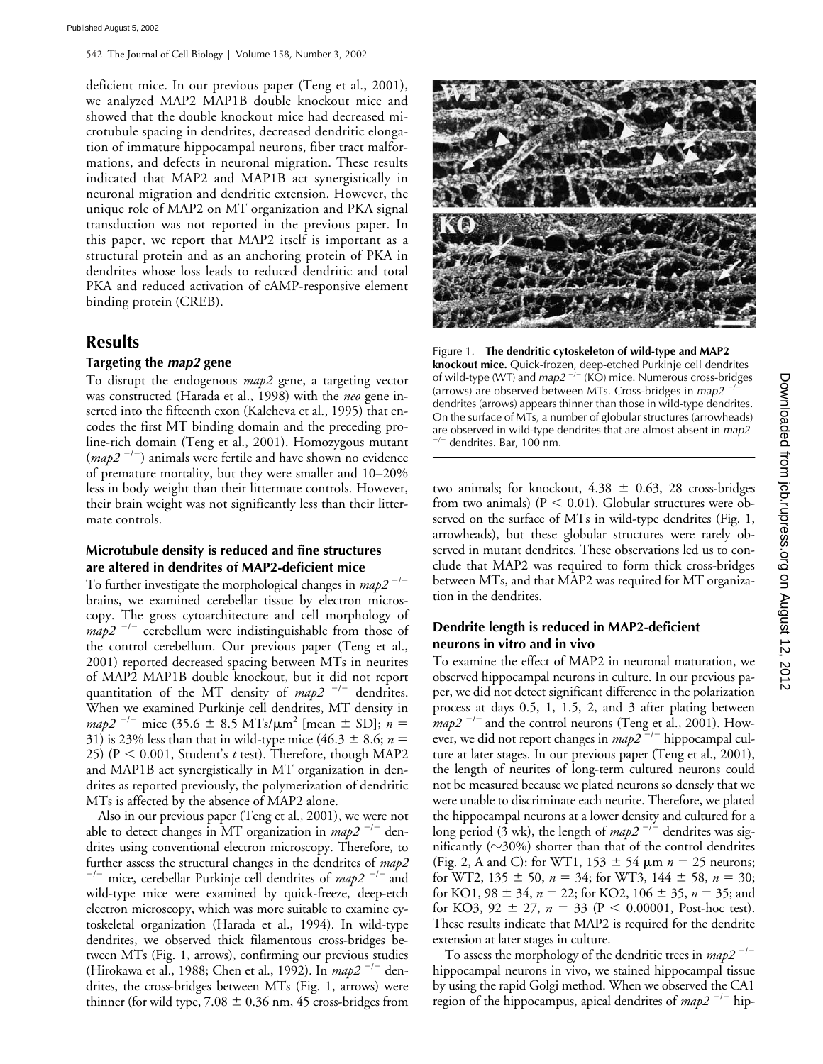deficient mice. In our previous paper (Teng et al., 2001), we analyzed MAP2 MAP1B double knockout mice and showed that the double knockout mice had decreased microtubule spacing in dendrites, decreased dendritic elongation of immature hippocampal neurons, fiber tract malformations, and defects in neuronal migration. These results indicated that MAP2 and MAP1B act synergistically in neuronal migration and dendritic extension. However, the unique role of MAP2 on MT organization and PKA signal transduction was not reported in the previous paper. In this paper, we report that MAP2 itself is important as a structural protein and as an anchoring protein of PKA in dendrites whose loss leads to reduced dendritic and total PKA and reduced activation of cAMP-responsive element binding protein (CREB).

## Results

### Targeting the *map2* gene

To disrupt the endogenous *map2* gene, a targeting vector was constructed (Harada et al., 1998) with the *neo* gene inserted into the fifteenth exon (Kalcheva et al., 1995) that encodes the first MT binding domain and the preceding proline-rich domain (Teng et al., 2001). Homozygous mutant (*map2* $^{-/-}$) animals were fertile and have shown no evidence of premature mortality, but they were smaller and 10–20% less in body weight than their littermate controls. However, their brain weight was not significantly less than their littermate controls.

### Microtubule density is reduced and fine structures are altered in dendrites of MAP2-deficient mice

To further investigate the morphological changes in *map2* $^{-/-}$ brains, we examined cerebellar tissue by electron microscopy. The gross cytoarchitecture and cell morphology of *map2* $^{-/-}$ cerebellum were indistinguishable from those of the control cerebellum. Our previous paper (Teng et al., 2001) reported decreased spacing between MTs in neurites of MAP2 MAP1B double knockout, but it did not report quantitation of the MT density of *map2* $^{-/-}$ dendrites. When we examined Purkinje cell dendrites, MT density in *map2* $^{-/-}$ mice (35.6 ± 8.5 MTs/$\mu$m$^2$ [mean ± SD]; $n$ = 31) is 23% less than that in wild-type mice (46.3 ± 8.6; $n$ = 25) ($P < 0.001$, Student's *t* test). Therefore, though MAP2 and MAP1B act synergistically in MT organization in dendrites as reported previously, the polymerization of dendritic MTs is affected by the absence of MAP2 alone.

Also in our previous paper (Teng et al., 2001), we were not able to detect changes in MT organization in *map2* $^{-/-}$ dendrites using conventional electron microscopy. Therefore, to further assess the structural changes in the dendrites of *map2* $^{-/-}$ mice, cerebellar Purkinje cell dendrites of *map2* $^{-/-}$ and wild-type mice were examined by quick-freeze, deep-etch electron microscopy, which was more suitable to examine cytoskeletal organization (Harada et al., 1994). In wild-type dendrites, we observed thick filamentous cross-bridges between MTs (Fig. 1, arrows), confirming our previous studies (Hirokawa et al., 1988; Chen et al., 1992). In *map2* $^{-/-}$ dendrites, the cross-bridges between MTs (Fig. 1, arrows) were thinner (for wild type, 7.08 ± 0.36 nm, 45 cross-bridges from two animals; for knockout, 4.38 ± 0.63, 28 cross-bridges from two animals) ($P < 0.01$). Globular structures were observed on the surface of MTs in wild-type dendrites (Fig. 1, arrowheads), but these globular structures were rarely observed in mutant dendrites. These observations led us to conclude that MAP2 was required to form thick cross-bridges between MTs, and that MAP2 was required for MT organization in the dendrites.

Figure 1. **The dendritic cytoskeleton of wild-type and MAP2 knockout mice.** Quick-frozen, deep-etched Purkinje cell dendrites of wild-type (WT) and *map2* $^{-/-}$ (KO) mice. Numerous cross-bridges (arrows) are observed between MTs. Cross-bridges in *map2* $^{-/-}$ dendrites (arrows) appears thinner than those in wild-type dendrites. On the surface of MTs, a number of globular structures (arrowheads) are observed in wild-type dendrites that are almost absent in *map2* $^{-/-}$ dendrites. Bar, 100 nm.

### Dendrite length is reduced in MAP2-deficient neurons in vitro and in vivo

To examine the effect of MAP2 in neuronal maturation, we observed hippocampal neurons in culture. In our previous paper, we did not detect significant difference in the polarization process at days 0.5, 1, 1.5, 2, and 3 after plating between *map2* $^{-/-}$ and the control neurons (Teng et al., 2001). However, we did not report changes in *map2* $^{-/-}$ hippocampal culture at later stages. In our previous paper (Teng et al., 2001), the length of neurites of long-term cultured neurons could not be measured because we plated neurons so densely that we were unable to discriminate each neurite. Therefore, we plated the hippocampal neurons at a lower density and cultured for a long period (3 wk), the length of *map2* $^{-/-}$ dendrites was significantly (~30%) shorter than that of the control dendrites (Fig. 2, A and C): for WT1, 153 ± 54 $\mu$m $n$ = 25 neurons; for WT2, 135 ± 50, $n$ = 34; for WT3, 144 ± 58, $n$ = 30; for KO1, 98 ± 34, $n$ = 22; for KO2, 106 ± 35, $n$ = 35; and for KO3, 92 ± 27, $n$ = 33 ($P < 0.00001$, Post-hoc test). These results indicate that MAP2 is required for the dendrite extension at later stages in culture.

To assess the morphology of the dendritic trees in *map2* $^{-/-}$ hippocampal neurons in vivo, we stained hippocampal tissue by using the rapid Golgi method. When we observed the CA1 region of the hippocampus, apical dendrites of *map2* $^{-/-}$ hip-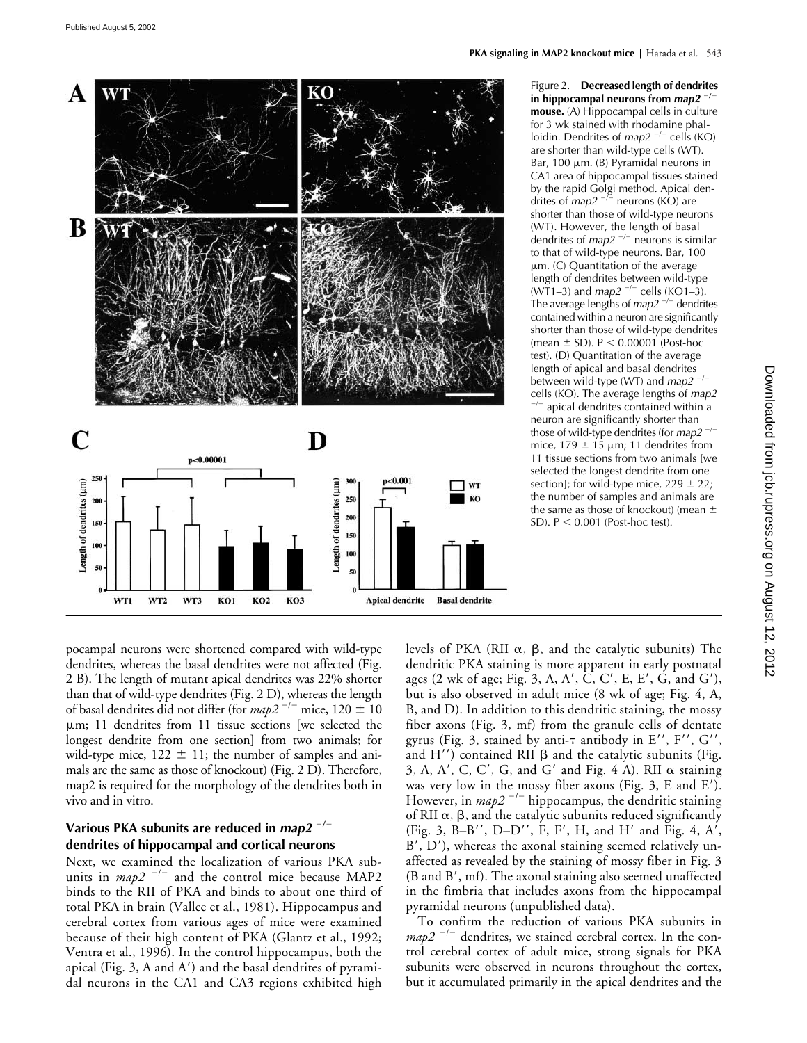Figure 2. **Decreased length of dendrites in hippocampal neurons from *map2* $^{-/-}$ mouse.** (A) Hippocampal cells in culture for 3 wk stained with rhodamine phalloidin. Dendrites of *map2* $^{-/-}$ cells (KO) are shorter than wild-type cells (WT). Bar, 100 μm. (B) Pyramidal neurons in CA1 area of hippocampal tissues stained by the rapid Golgi method. Apical dendrites of *map2* $^{-/-}$ neurons (KO) are shorter than those of wild-type neurons (WT). However, the length of basal dendrites of *map2* $^{-/-}$ neurons is similar to that of wild-type neurons. Bar, 100 μm. (C) Quantitation of the average length of dendrites between wild-type (WT1–3) and *map2* $^{-/-}$ cells (KO1–3). The average lengths of *map2* $^{-/-}$ dendrites contained within a neuron are significantly shorter than those of wild-type dendrites (mean ± SD). $P < 0.00001$ (Post-hoc test). (D) Quantitation of the average length of apical and basal dendrites between wild-type (WT) and *map2* $^{-/-}$ cells (KO). The average lengths of *map2* $^{-/-}$ apical dendrites contained within a neuron are significantly shorter than those of wild-type dendrites (for *map2* $^{-/-}$ mice, 179 ± 15 μm; 11 dendrites from 11 tissue sections from two animals [we selected the longest dendrite from one section]; for wild-type mice, 229 ± 22; the number of samples and animals are the same as those of knockout) (mean ± SD). $P < 0.001$ (Post-hoc test).

pocampal neurons were shortened compared with wild-type dendrites, whereas the basal dendrites were not affected (Fig. 2 B). The length of mutant apical dendrites was 22% shorter than that of wild-type dendrites (Fig. 2 D), whereas the length of basal dendrites did not differ (for *map2* $^{-/-}$ mice, 120 ± 10 μm; 11 dendrites from 11 tissue sections [we selected the longest dendrite from one section] from two animals; for wild-type mice, 122 ± 11; the number of samples and animals are the same as those of knockout) (Fig. 2 D). Therefore, map2 is required for the morphology of the dendrites both in vivo and in vitro.

### Various PKA subunits are reduced in *map2* $^{-/-}$ dendrites of hippocampal and cortical neurons

Next, we examined the localization of various PKA subunits in *map2* $^{-/-}$ and the control mice because MAP2 binds to the RII of PKA and binds to about one third of total PKA in brain (Vallee et al., 1981). Hippocampus and cerebral cortex from various ages of mice were examined because of their high content of PKA (Glantz et al., 1992; Ventra et al., 1996). In the control hippocampus, both the apical (Fig. 3, A and A′) and the basal dendrites of pyramidal neurons in the CA1 and CA3 regions exhibited high levels of PKA (RII α, β, and the catalytic subunits) The dendritic PKA staining is more apparent in early postnatal ages (2 wk of age; Fig. 3, A, A′, C, C′, E, E′, G, and G′), but is also observed in adult mice (8 wk of age; Fig. 4, A, B, and D). In addition to this dendritic staining, the mossy fiber axons (Fig. 3, mf) from the granule cells of dentate gyrus (Fig. 3, stained by anti-τ antibody in E″, F″, G″, and H″) contained RII β and the catalytic subunits (Fig. 3, A, A′, C, C′, G, and G′ and Fig. 4 A). RII α staining was very low in the mossy fiber axons (Fig. 3, E and E′). However, in *map2* $^{-/-}$ hippocampus, the dendritic staining of RII α, β, and the catalytic subunits reduced significantly (Fig. 3, B–B″, D–D″, F, F′, H, and H′ and Fig. 4, A′, B′, D′), whereas the axonal staining seemed relatively unaffected as revealed by the staining of mossy fiber in Fig. 3 (B and B′, mf). The axonal staining also seemed unaffected in the fimbria that includes axons from the hippocampal pyramidal neurons (unpublished data).

To confirm the reduction of various PKA subunits in *map2* $^{-/-}$ dendrites, we stained cerebral cortex. In the control cerebral cortex of adult mice, strong signals for PKA subunits were observed in neurons throughout the cortex, but it accumulated primarily in the apical dendrites and the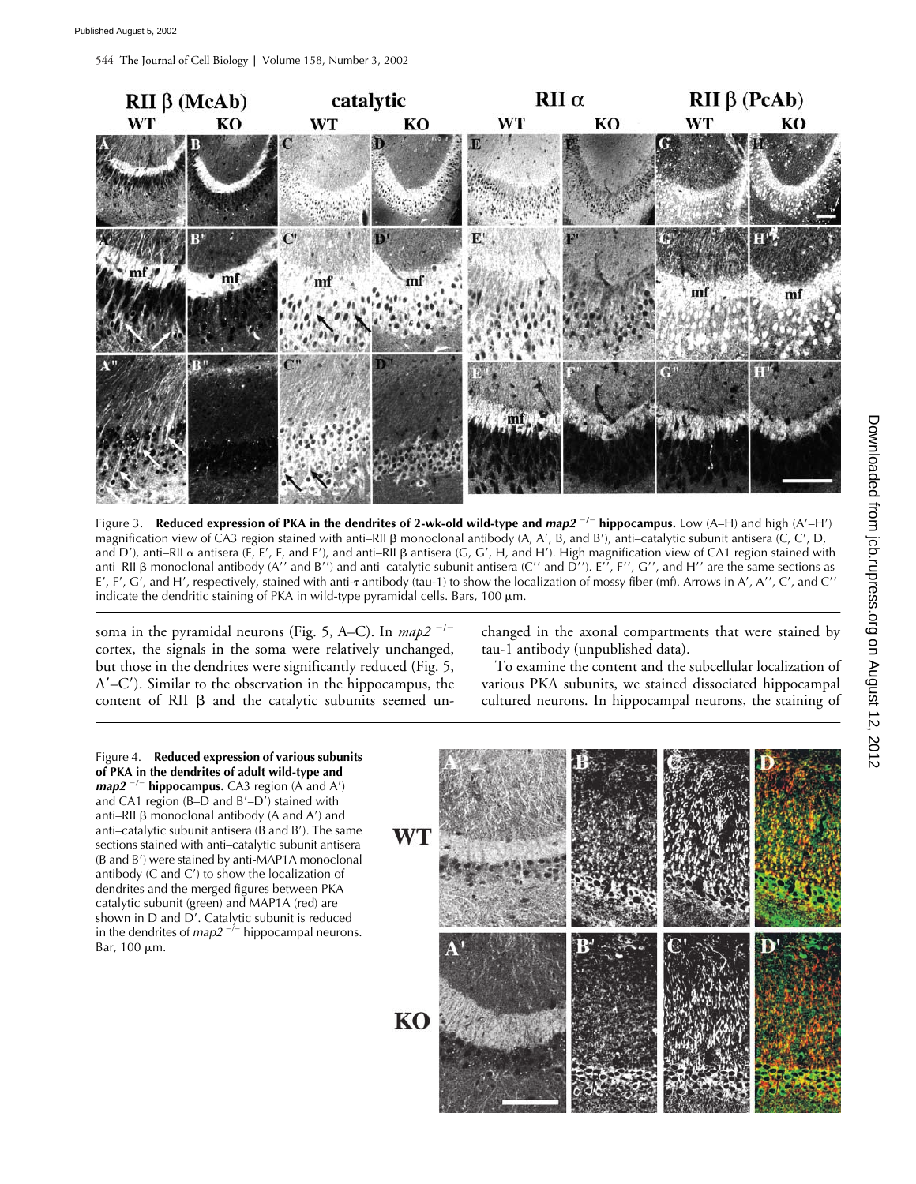Figure 3. **Reduced expression of PKA in the dendrites of 2-wk-old wild-type and *map2* $^{-/-}$ hippocampus.** Low (A–H) and high (A′–H′) magnification view of CA3 region stained with anti–RII β monoclonal antibody (A, A′, B, and B′), anti–catalytic subunit antisera (C, C′, D, and D′), anti–RII α antisera (E, E′, F, and F′), and anti–RII β antisera (G, G′, H, and H′). High magnification view of CA1 region stained with anti–RII β monoclonal antibody (A′′ and B′′) and anti–catalytic subunit antisera (C′′ and D′′). E′′, F′′, G′′, and H′′ are the same sections as E′, F′, G′, and H′, respectively, stained with anti-τ antibody (tau-1) to show the localization of mossy fiber (mf). Arrows in A′, A′′, C′, and C′′ indicate the dendritic staining of PKA in wild-type pyramidal cells. Bars, 100 μm.

soma in the pyramidal neurons (Fig. 5, A–C). In *map2* $^{-/-}$ cortex, the signals in the soma were relatively unchanged, but those in the dendrites were significantly reduced (Fig. 5, A′–C′). Similar to the observation in the hippocampus, the content of RII β and the catalytic subunits seemed unchanged in the axonal compartments that were stained by tau-1 antibody (unpublished data).

To examine the content and the subcellular localization of various PKA subunits, we stained dissociated hippocampal cultured neurons. In hippocampal neurons, the staining of

Figure 4. **Reduced expression of various subunits of PKA in the dendrites of adult wild-type and *map2* $^{-/-}$ hippocampus.** CA3 region (A and A′) and CA1 region (B–D and B′–D′) stained with anti–RII β monoclonal antibody (A and A′) and anti–catalytic subunit antisera (B and B′). The same sections stained with anti–catalytic subunit antisera (B and B′) were stained by anti-MAP1A monoclonal antibody (C and C′) to show the localization of dendrites and the merged figures between PKA catalytic subunit (green) and MAP1A (red) are shown in D and D′. Catalytic subunit is reduced in the dendrites of *map2* $^{-/-}$ hippocampal neurons. Bar, 100 μm.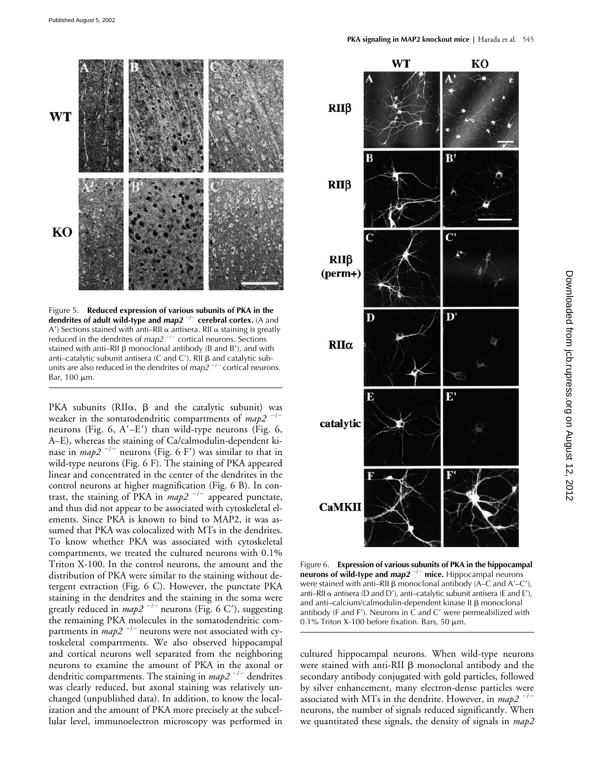Figure 5. **Reduced expression of various subunits of PKA in the dendrites of adult wild-type and *map2* $^{-/-}$ cerebral cortex.** (A and A′) Sections stained with anti–RII α antisera. RII α staining is greatly reduced in the dendrites of *map2* $^{-/-}$ cortical neurons. Sections stained with anti–RII β monoclonal antibody (B and B′), and with anti–catalytic subunit antisera (C and C′). RII β and catalytic subunits are also reduced in the dendrites of *map2* $^{-/-}$ cortical neurons. Bar, 100 μm.

PKA subunits (RIIα, β and the catalytic subunit) was weaker in the somatodendritic compartments of *map2* $^{-/-}$ neurons (Fig. 6, A′–E′) than wild-type neurons (Fig. 6, A–E), whereas the staining of Ca/calmodulin-dependent kinase in *map2* $^{-/-}$ neurons (Fig. 6 F′) was similar to that in wild-type neurons (Fig. 6 F). The staining of PKA appeared linear and concentrated in the center of the dendrites in the control neurons at higher magnification (Fig. 6 B). In contrast, the staining of PKA in *map2* $^{-/-}$ appeared punctate, and thus did not appear to be associated with cytoskeletal elements. Since PKA is known to bind to MAP2, it was assumed that PKA was colocalized with MTs in the dendrites. To know whether PKA was associated with cytoskeletal compartments, we treated the cultured neurons with 0.1% Triton X-100. In the control neurons, the amount and the distribution of PKA were similar to the staining without detergent extraction (Fig. 6 C). However, the punctate PKA staining in the dendrites and the staining in the soma were greatly reduced in *map2* $^{-/-}$ neurons (Fig. 6 C′), suggesting the remaining PKA molecules in the somatodendritic compartments in *map2* $^{-/-}$ neurons were not associated with cytoskeletal compartments. We also observed hippocampal and cortical neurons well separated from the neighboring neurons to examine the amount of PKA in the axonal or dendritic compartments. The staining in *map2* $^{-/-}$ dendrites was clearly reduced, but axonal staining was relatively unchanged (unpublished data). In addition, to know the localization and the amount of PKA more precisely at the subcellular level, immunoelectron microscopy was performed in cultured hippocampal neurons. When wild-type neurons were stained with anti-RII β monoclonal antibody and the secondary antibody conjugated with gold particles, followed by silver enhancement, many electron-dense particles were associated with MTs in the dendrite. However, in *map2* $^{-/-}$ neurons, the number of signals reduced significantly. When we quantitated these signals, the density of signals in *map2*

Figure 6. **Expression of various subunits of PKA in the hippocampal neurons of wild-type and *map2* $^{-/-}$ mice.** Hippocampal neurons were stained with anti–RII β monoclonal antibody (A–C and A′–C′), anti–RII α antisera (D and D′), anti–catalytic subunit antisera (E and E′), and anti–calcium/calmodulin-dependent kinase II β monoclonal antibody (F and F′). Neurons in C and C′ were permeabilized with 0.1% Triton X-100 before fixation. Bars, 50 μm.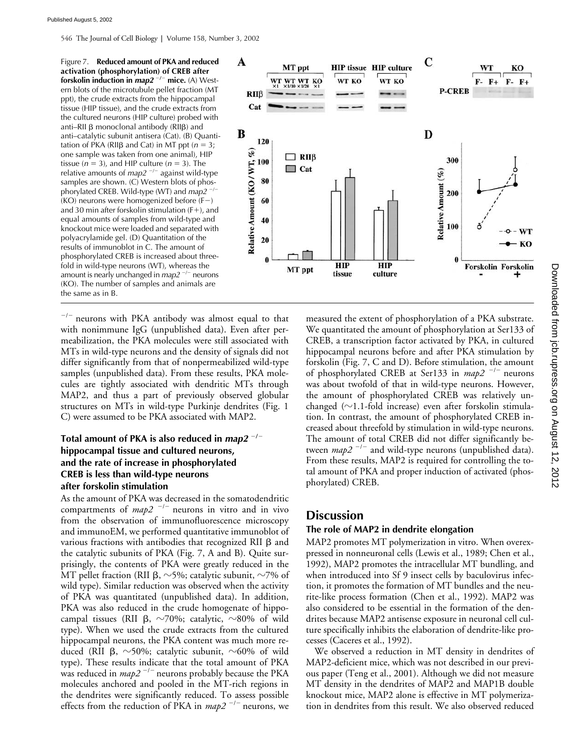Figure 7. **Reduced amount of PKA and reduced activation (phosphorylation) of CREB after forskolin induction in *map2* $^{-/-}$ mice.** (A) Western blots of the microtubule pellet fraction (MT ppt), the crude extracts from the hippocampal tissue (HIP tissue), and the crude extracts from the cultured neurons (HIP culture) probed with anti–RII β monoclonal antibody (RIIβ) and anti–catalytic subunit antisera (Cat). (B) Quantitation of PKA (RIIβ and Cat) in MT ppt ($n = 3$; one sample was taken from one animal), HIP tissue ($n = 3$), and HIP culture ($n = 3$). The relative amounts of *map2* $^{-/-}$ against wild-type samples are shown. (C) Western blots of phosphorylated CREB. Wild-type (WT) and *map2* $^{-/-}$ (KO) neurons were homogenized before (F−) and 30 min after forskolin stimulation (F+), and equal amounts of samples from wild-type and knockout mice were loaded and separated with polyacrylamide gel. (D) Quantitation of the results of immunoblot in C. The amount of phosphorylated CREB is increased about threefold in wild-type neurons (WT), whereas the amount is nearly unchanged in *map2* $^{-/-}$ neurons (KO). The number of samples and animals are the same as in B.

$^{-/-}$ neurons with PKA antibody was almost equal to that with nonimmune IgG (unpublished data). Even after permeabilization, the PKA molecules were still associated with MTs in wild-type neurons and the density of signals did not differ significantly from that of nonpermeabilized wild-type samples (unpublished data). From these results, PKA molecules are tightly associated with dendritic MTs through MAP2, and thus a part of previously observed globular structures on MTs in wild-type Purkinje dendrites (Fig. 1 C) were assumed to be PKA associated with MAP2.

### Total amount of PKA is also reduced in *map2* $^{-/-}$ hippocampal tissue and cultured neurons, and the rate of increase in phosphorylated CREB is less than wild-type neurons after forskolin stimulation

As the amount of PKA was decreased in the somatodendritic compartments of *map2* $^{-/-}$ neurons in vitro and in vivo from the observation of immunofluorescence microscopy and immunoEM, we performed quantitative immunoblot of various fractions with antibodies that recognized RII β and the catalytic subunits of PKA (Fig. 7, A and B). Quite surprisingly, the contents of PKA were greatly reduced in the MT pellet fraction (RII β, ∼5%; catalytic subunit, ∼7% of wild type). Similar reduction was observed when the activity of PKA was quantitated (unpublished data). In addition, PKA was also reduced in the crude homogenate of hippocampal tissues (RII β, ∼70%; catalytic, ∼80% of wild type). When we used the crude extracts from the cultured hippocampal neurons, the PKA content was much more reduced (RII β, ∼50%; catalytic subunit, ∼60% of wild type). These results indicate that the total amount of PKA was reduced in *map2* $^{-/-}$ neurons probably because the PKA molecules anchored and pooled in the MT-rich regions in the dendrites were significantly reduced. To assess possible effects from the reduction of PKA in *map2* $^{-/-}$ neurons, we measured the extent of phosphorylation of a PKA substrate. We quantitated the amount of phosphorylation at Ser133 of CREB, a transcription factor activated by PKA, in cultured hippocampal neurons before and after PKA stimulation by forskolin (Fig. 7, C and D). Before stimulation, the amount of phosphorylated CREB at Ser133 in *map2* $^{-/-}$ neurons was about twofold of that in wild-type neurons. However, the amount of phosphorylated CREB was relatively unchanged (∼1.1-fold increase) even after forskolin stimulation. In contrast, the amount of phosphorylated CREB increased about threefold by stimulation in wild-type neurons. The amount of total CREB did not differ significantly between *map2* $^{-/-}$ and wild-type neurons (unpublished data). From these results, MAP2 is required for controlling the total amount of PKA and proper induction of activated (phosphorylated) CREB.

## Discussion

### The role of MAP2 in dendrite elongation

MAP2 promotes MT polymerization in vitro. When overexpressed in nonneuronal cells (Lewis et al., 1989; Chen et al., 1992), MAP2 promotes the intracellular MT bundling, and when introduced into Sf 9 insect cells by baculovirus infection, it promotes the formation of MT bundles and the neurite-like process formation (Chen et al., 1992). MAP2 was also considered to be essential in the formation of the dendrites because MAP2 antisense exposure in neuronal cell culture specifically inhibits the elaboration of dendrite-like processes (Caceres et al., 1992).

We observed a reduction in MT density in dendrites of MAP2-deficient mice, which was not described in our previous paper (Teng et al., 2001). Although we did not measure MT density in the dendrites of MAP2 and MAP1B double knockout mice, MAP2 alone is effective in MT polymerization in dendrites from this result. We also observed reduced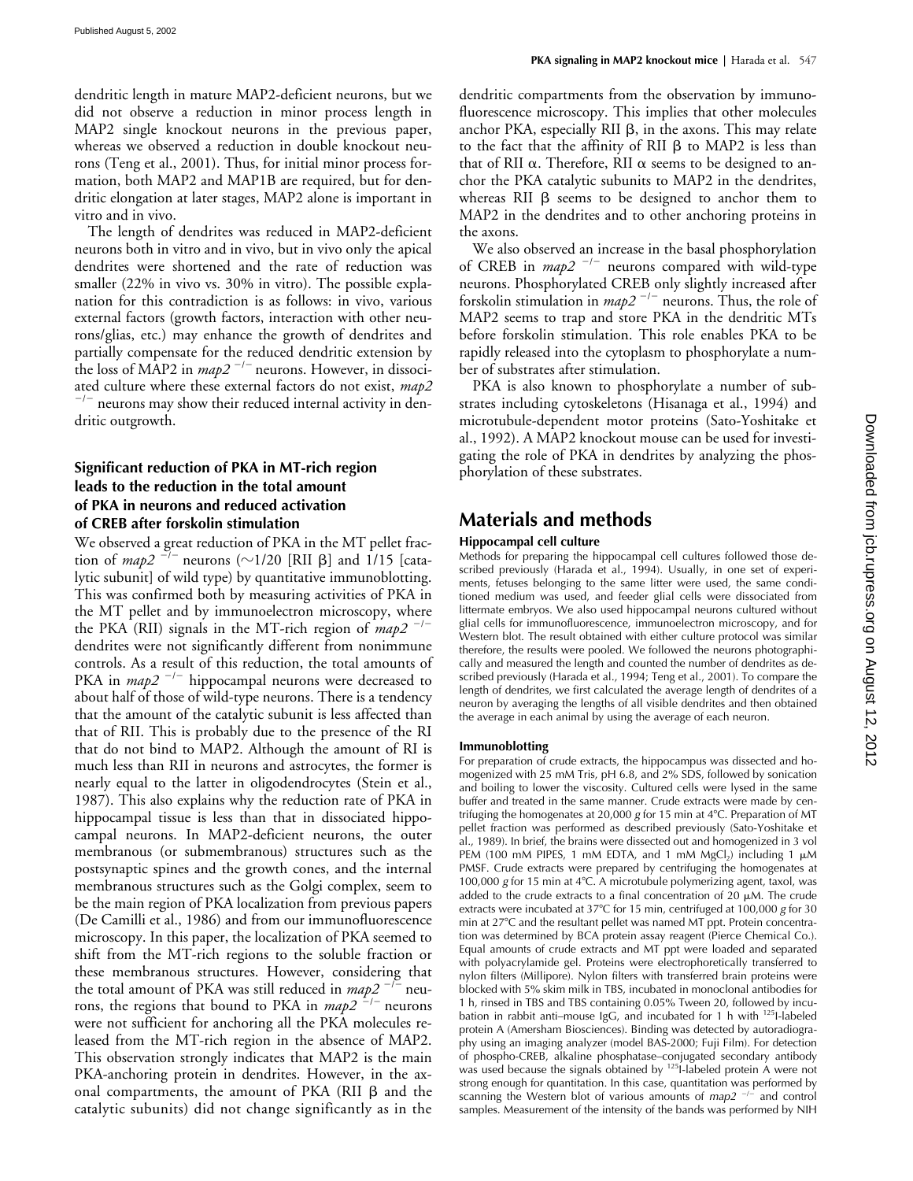dendritic length in mature MAP2-deficient neurons, but we did not observe a reduction in minor process length in MAP2 single knockout neurons in the previous paper, whereas we observed a reduction in double knockout neurons (Teng et al., 2001). Thus, for initial minor process formation, both MAP2 and MAP1B are required, but for dendritic elongation at later stages, MAP2 alone is important in vitro and in vivo.

The length of dendrites was reduced in MAP2-deficient neurons both in vitro and in vivo, but in vivo only the apical dendrites were shortened and the rate of reduction was smaller (22% in vivo vs. 30% in vitro). The possible explanation for this contradiction is as follows: in vivo, various external factors (growth factors, interaction with other neurons/glias, etc.) may enhance the growth of dendrites and partially compensate for the reduced dendritic extension by the loss of MAP2 in *map2* $^{-/-}$ neurons. However, in dissociated culture where these external factors do not exist, *map2* $^{-/-}$ neurons may show their reduced internal activity in dendritic outgrowth.

### Significant reduction of PKA in MT-rich region leads to the reduction in the total amount of PKA in neurons and reduced activation of CREB after forskolin stimulation

We observed a great reduction of PKA in the MT pellet fraction of *map2* $^{-/-}$ neurons (~1/20 [RII β] and 1/15 [catalytic subunit] of wild type) by quantitative immunoblotting. This was confirmed both by measuring activities of PKA in the MT pellet and by immunoelectron microscopy, where the PKA (RII) signals in the MT-rich region of *map2* $^{-/-}$ dendrites were not significantly different from nonimmune controls. As a result of this reduction, the total amounts of PKA in *map2* $^{-/-}$ hippocampal neurons were decreased to about half of those of wild-type neurons. There is a tendency that the amount of the catalytic subunit is less affected than that of RII. This is probably due to the presence of the RI that do not bind to MAP2. Although the amount of RI is much less than RII in neurons and astrocytes, the former is nearly equal to the latter in oligodendrocytes (Stein et al., 1987). This also explains why the reduction rate of PKA in hippocampal tissue is less than that in dissociated hippocampal neurons. In MAP2-deficient neurons, the outer membranous (or submembranous) structures such as the postsynaptic spines and the growth cones, and the internal membranous structures such as the Golgi complex, seem to be the main region of PKA localization from previous papers (De Camilli et al., 1986) and from our immunofluorescence microscopy. In this paper, the localization of PKA seemed to shift from the MT-rich regions to the soluble fraction or these membranous structures. However, considering that the total amount of PKA was still reduced in *map2* $^{-/-}$ neurons, the regions that bound to PKA in *map2* $^{-/-}$ neurons were not sufficient for anchoring all the PKA molecules released from the MT-rich region in the absence of MAP2. This observation strongly indicates that MAP2 is the main PKA-anchoring protein in dendrites. However, in the axonal compartments, the amount of PKA (RII β and the catalytic subunits) did not change significantly as in the dendritic compartments from the observation by immunofluorescence microscopy. This implies that other molecules anchor PKA, especially RII β, in the axons. This may relate to the fact that the affinity of RII β to MAP2 is less than that of RII α. Therefore, RII α seems to be designed to anchor the PKA catalytic subunits to MAP2 in the dendrites, whereas RII β seems to be designed to anchor them to MAP2 in the dendrites and to other anchoring proteins in the axons.

We also observed an increase in the basal phosphorylation of CREB in *map2* $^{-/-}$ neurons compared with wild-type neurons. Phosphorylated CREB only slightly increased after forskolin stimulation in *map2* $^{-/-}$ neurons. Thus, the role of MAP2 seems to trap and store PKA in the dendritic MTs before forskolin stimulation. This role enables PKA to be rapidly released into the cytoplasm to phosphorylate a number of substrates after stimulation.

PKA is also known to phosphorylate a number of substrates including cytoskeletons (Hisanaga et al., 1994) and microtubule-dependent motor proteins (Sato-Yoshitake et al., 1992). A MAP2 knockout mouse can be used for investigating the role of PKA in dendrites by analyzing the phosphorylation of these substrates.

## Materials and methods

### Hippocampal cell culture

Methods for preparing the hippocampal cell cultures followed those described previously (Harada et al., 1994). Usually, in one set of experiments, fetuses belonging to the same litter were used, the same conditioned medium was used, and feeder glial cells were dissociated from littermate embryos. We also used hippocampal neurons cultured without glial cells for immunofluorescence, immunoelectron microscopy, and for Western blot. The result obtained with either culture protocol was similar therefore, the results were pooled. We followed the neurons photographically and measured the length and counted the number of dendrites as described previously (Harada et al., 1994; Teng et al., 2001). To compare the length of dendrites, we first calculated the average length of dendrites of a neuron by averaging the lengths of all visible dendrites and then obtained the average in each animal by using the average of each neuron.

### Immunoblotting

For preparation of crude extracts, the hippocampus was dissected and homogenized with 25 mM Tris, pH 6.8, and 2% SDS, followed by sonication and boiling to lower the viscosity. Cultured cells were lysed in the same buffer and treated in the same manner. Crude extracts were made by centrifuging the homogenates at 20,000 *g* for 15 min at 4°C. Preparation of MT pellet fraction was performed as described previously (Sato-Yoshitake et al., 1989). In brief, the brains were dissected out and homogenized in 3 vol PEM (100 mM PIPES, 1 mM EDTA, and 1 mM $MgCl_2$) including 1 μM PMSF. Crude extracts were prepared by centrifuging the homogenates at 100,000 *g* for 15 min at 4°C. A microtubule polymerizing agent, taxol, was added to the crude extracts to a final concentration of 20 μM. The crude extracts were incubated at 37°C for 15 min, centrifuged at 100,000 *g* for 30 min at 27°C and the resultant pellet was named MT ppt. Protein concentration was determined by BCA protein assay reagent (Pierce Chemical Co.). Equal amounts of crude extracts and MT ppt were loaded and separated with polyacrylamide gel. Proteins were electrophoretically transferred to nylon filters (Millipore). Nylon filters with transferred brain proteins were blocked with 5% skim milk in TBS, incubated in monoclonal antibodies for 1 h, rinsed in TBS and TBS containing 0.05% Tween 20, followed by incubation in rabbit anti–mouse IgG, and incubated for 1 h with $^{125}$I-labeled protein A (Amersham Biosciences). Binding was detected by autoradiography using an imaging analyzer (model BAS-2000; Fuji Film). For detection of phospho-CREB, alkaline phosphatase–conjugated secondary antibody was used because the signals obtained by $^{125}$I-labeled protein A were not strong enough for quantitation. In this case, quantitation was performed by scanning the Western blot of various amounts of *map2* $^{-/-}$ and control samples. Measurement of the intensity of the bands was performed by NIH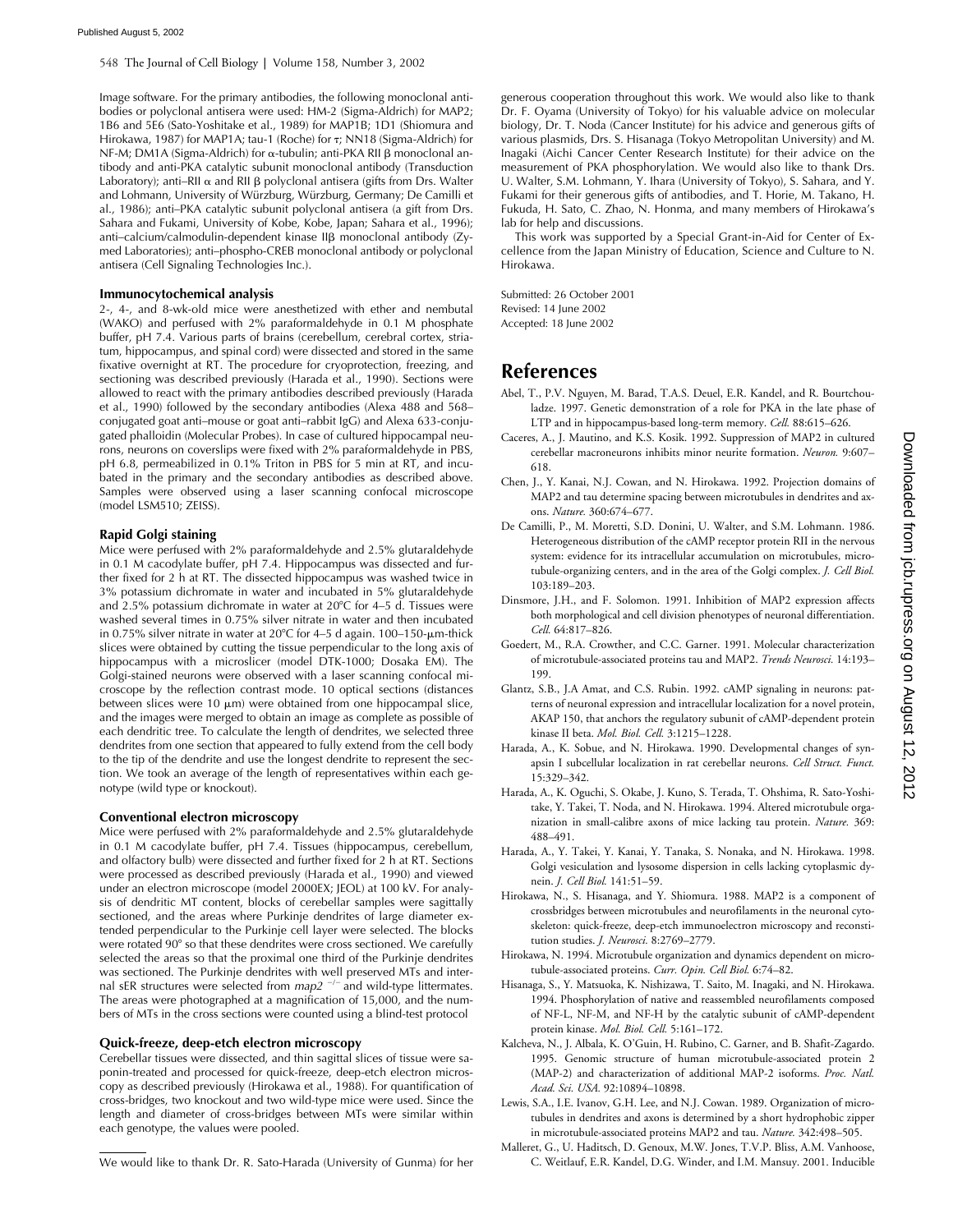Image software. For the primary antibodies, the following monoclonal antibodies or polyclonal antisera were used: HM-2 (Sigma-Aldrich) for MAP2; 1B6 and 5E6 (Sato-Yoshitake et al., 1989) for MAP1B; 1D1 (Shiomura and Hirokawa, 1987) for MAP1A; tau-1 (Roche) for τ; NN18 (Sigma-Aldrich) for NF-M; DM1A (Sigma-Aldrich) for α-tubulin; anti-PKA RII β monoclonal antibody and anti-PKA catalytic subunit monoclonal antibody (Transduction Laboratory); anti–RII α and RII β polyclonal antisera (gifts from Drs. Walter and Lohmann, University of Würzburg, Würzburg, Germany; De Camilli et al., 1986); anti–PKA catalytic subunit polyclonal antisera (a gift from Drs. Sahara and Fukami, University of Kobe, Kobe, Japan; Sahara et al., 1996); anti–calcium/calmodulin-dependent kinase IIβ monoclonal antibody (Zymed Laboratories); anti–phospho-CREB monoclonal antibody or polyclonal antisera (Cell Signaling Technologies Inc.).

### Immunocytochemical analysis

2-, 4-, and 8-wk-old mice were anesthetized with ether and nembutal (WAKO) and perfused with 2% paraformaldehyde in 0.1 M phosphate buffer, pH 7.4. Various parts of brains (cerebellum, cerebral cortex, striatum, hippocampus, and spinal cord) were dissected and stored in the same fixative overnight at RT. The procedure for cryoprotection, freezing, and sectioning was described previously (Harada et al., 1990). Sections were allowed to react with the primary antibodies described previously (Harada et al., 1990) followed by the secondary antibodies (Alexa 488 and 568–conjugated goat anti–mouse or goat anti–rabbit IgG) and Alexa 633-conjugated phalloidin (Molecular Probes). In case of cultured hippocampal neurons, neurons on coverslips were fixed with 2% paraformaldehyde in PBS, pH 6.8, permeabilized in 0.1% Triton in PBS for 5 min at RT, and incubated in the primary and the secondary antibodies as described above. Samples were observed using a laser scanning confocal microscope (model LSM510; ZEISS).

### Rapid Golgi staining

Mice were perfused with 2% paraformaldehyde and 2.5% glutaraldehyde in 0.1 M cacodylate buffer, pH 7.4. Hippocampus was dissected and further fixed for 2 h at RT. The dissected hippocampus was washed twice in 3% potassium dichromate in water and incubated in 5% glutaraldehyde and 2.5% potassium dichromate in water at 20°C for 4–5 d. Tissues were washed several times in 0.75% silver nitrate in water and then incubated in 0.75% silver nitrate in water at 20°C for 4–5 d again. 100–150-μm-thick slices were obtained by cutting the tissue perpendicular to the long axis of hippocampus with a microslicer (model DTK-1000; Dosaka EM). The Golgi-stained neurons were observed with a laser scanning confocal microscope by the reflection contrast mode. 10 optical sections (distances between slices were 10 μm) were obtained from one hippocampal slice, and the images were merged to obtain an image as complete as possible of each dendritic tree. To calculate the length of dendrites, we selected three dendrites from one section that appeared to fully extend from the cell body to the tip of the dendrite and use the longest dendrite to represent the section. We took an average of the length of representatives within each genotype (wild type or knockout).

### Conventional electron microscopy

Mice were perfused with 2% paraformaldehyde and 2.5% glutaraldehyde in 0.1 M cacodylate buffer, pH 7.4. Tissues (hippocampus, cerebellum, and olfactory bulb) were dissected and further fixed for 2 h at RT. Sections were processed as described previously (Harada et al., 1990) and viewed under an electron microscope (model 2000EX; JEOL) at 100 kV. For analysis of dendritic MT content, blocks of cerebellar samples were sagittally sectioned, and the areas where Purkinje dendrites of large diameter extended perpendicular to the Purkinje cell layer were selected. The blocks were rotated 90° so that these dendrites were cross sectioned. We carefully selected the areas so that the proximal one third of the Purkinje dendrites was sectioned. The Purkinje dendrites with well preserved MTs and internal sER structures were selected from *map2* $^{-/-}$ and wild-type littermates. The areas were photographed at a magnification of 15,000, and the numbers of MTs in the cross sections were counted using a blind-test protocol

### Quick-freeze, deep-etch electron microscopy

Cerebellar tissues were dissected, and thin sagittal slices of tissue were saponin-treated and processed for quick-freeze, deep-etch electron microscopy as described previously (Hirokawa et al., 1988). For quantification of cross-bridges, two knockout and two wild-type mice were used. Since the length and diameter of cross-bridges between MTs were similar within each genotype, the values were pooled.

We would like to thank Dr. R. Sato-Harada (University of Gunma) for her generous cooperation throughout this work. We would also like to thank Dr. F. Oyama (University of Tokyo) for his valuable advice on molecular biology, Dr. T. Noda (Cancer Institute) for his advice and generous gifts of various plasmids, Drs. S. Hisanaga (Tokyo Metropolitan University) and M. Inagaki (Aichi Cancer Center Research Institute) for their advice on the measurement of PKA phosphorylation. We would also like to thank Drs. U. Walter, S.M. Lohmann, Y. Ihara (University of Tokyo), S. Sahara, and Y. Fukami for their generous gifts of antibodies, and T. Horie, M. Takano, H. Fukuda, H. Sato, C. Zhao, N. Honma, and many members of Hirokawa's lab for help and discussions.

This work was supported by a Special Grant-in-Aid for Center of Excellence from the Japan Ministry of Education, Science and Culture to N. Hirokawa.

Submitted: 26 October 2001
Revised: 14 June 2002
Accepted: 18 June 2002

## References

Abel, T., P.V. Nguyen, M. Barad, T.A.S. Deuel, E.R. Kandel, and R. Bourtchouladze. 1997. Genetic demonstration of a role for PKA in the late phase of LTP and in hippocampus-based long-term memory. *Cell.* 88:615–626.

Caceres, A., J. Mautino, and K.S. Kosik. 1992. Suppression of MAP2 in cultured cerebellar macroneurons inhibits minor neurite formation. *Neuron.* 9:607–618.

Chen, J., Y. Kanai, N.J. Cowan, and N. Hirokawa. 1992. Projection domains of MAP2 and tau determine spacing between microtubules in dendrites and axons. *Nature.* 360:674–677.

De Camilli, P., M. Moretti, S.D. Donini, U. Walter, and S.M. Lohmann. 1986. Heterogeneous distribution of the cAMP receptor protein RII in the nervous system: evidence for its intracellular accumulation on microtubules, microtubule-organizing centers, and in the area of the Golgi complex. *J. Cell Biol.* 103:189–203.

Dinsmore, J.H., and F. Solomon. 1991. Inhibition of MAP2 expression affects both morphological and cell division phenotypes of neuronal differentiation. *Cell.* 64:817–826.

Goedert, M., R.A. Crowther, and C.C. Garner. 1991. Molecular characterization of microtubule-associated proteins tau and MAP2. *Trends Neurosci.* 14:193–199.

Glantz, S.B., J.A Amat, and C.S. Rubin. 1992. cAMP signaling in neurons: patterns of neuronal expression and intracellular localization for a novel protein, AKAP 150, that anchors the regulatory subunit of cAMP-dependent protein kinase II beta. *Mol. Biol. Cell.* 3:1215–1228.

Harada, A., K. Sobue, and N. Hirokawa. 1990. Developmental changes of synapsin I subcellular localization in rat cerebellar neurons. *Cell Struct. Funct.* 15:329–342.

Harada, A., K. Oguchi, S. Okabe, J. Kuno, S. Terada, T. Ohshima, R. Sato-Yoshitake, Y. Takei, T. Noda, and N. Hirokawa. 1994. Altered microtubule organization in small-calibre axons of mice lacking tau protein. *Nature.* 369:488–491.

Harada, A., Y. Takei, Y. Kanai, Y. Tanaka, S. Nonaka, and N. Hirokawa. 1998. Golgi vesiculation and lysosome dispersion in cells lacking cytoplasmic dynein. *J. Cell Biol.* 141:51–59.

Hirokawa, N., S. Hisanaga, and Y. Shiomura. 1988. MAP2 is a component of crossbridges between microtubules and neurofilaments in the neuronal cytoskeleton: quick-freeze, deep-etch immunoelectron microscopy and reconstitution studies. *J. Neurosci.* 8:2769–2779.

Hirokawa, N. 1994. Microtubule organization and dynamics dependent on microtubule-associated proteins. *Curr. Opin. Cell Biol.* 6:74–82.

Hisanaga, S., Y. Matsuoka, K. Nishizawa, T. Saito, M. Inagaki, and N. Hirokawa. 1994. Phosphorylation of native and reassembled neurofilaments composed of NF-L, NF-M, and NF-H by the catalytic subunit of cAMP-dependent protein kinase. *Mol. Biol. Cell.* 5:161–172.

Kalcheva, N., J. Albala, K. O'Guin, H. Rubino, C. Garner, and B. Shafit-Zagardo. 1995. Genomic structure of human microtubule-associated protein 2 (MAP-2) and characterization of additional MAP-2 isoforms. *Proc. Natl. Acad. Sci. USA.* 92:10894–10898.

Lewis, S.A., I.E. Ivanov, G.H. Lee, and N.J. Cowan. 1989. Organization of microtubules in dendrites and axons is determined by a short hydrophobic zipper in microtubule-associated proteins MAP2 and tau. *Nature.* 342:498–505.

Malleret, G., U. Haditsch, D. Genoux, M.W. Jones, T.V.P. Bliss, A.M. Vanhoose, C. Weitlauf, E.R. Kandel, D.G. Winder, and I.M. Mansuy. 2001. Inducible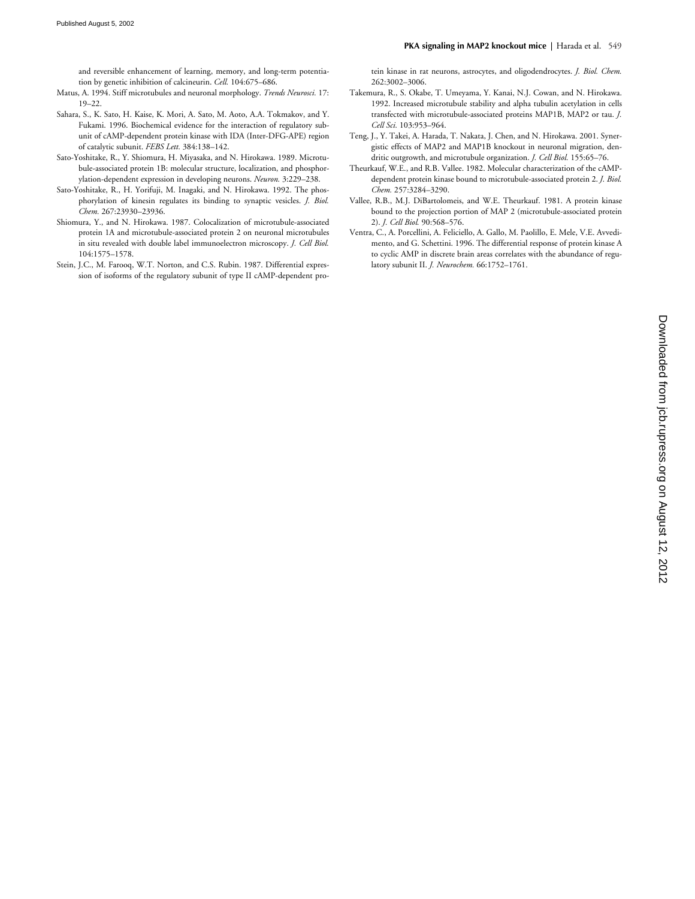and reversible enhancement of learning, memory, and long-term potentiation by genetic inhibition of calcineurin. *Cell.* 104:675–686.

Matus, A. 1994. Stiff microtubules and neuronal morphology. *Trends Neurosci.* 17:19–22.

Sahara, S., K. Sato, H. Kaise, K. Mori, A. Sato, M. Aoto, A.A. Tokmakov, and Y. Fukami. 1996. Biochemical evidence for the interaction of regulatory subunit of cAMP-dependent protein kinase with IDA (Inter-DFG-APE) region of catalytic subunit. *FEBS Lett.* 384:138–142.

Sato-Yoshitake, R., Y. Shiomura, H. Miyasaka, and N. Hirokawa. 1989. Microtubule-associated protein 1B: molecular structure, localization, and phosphorylation-dependent expression in developing neurons. *Neuron.* 3:229–238.

Sato-Yoshitake, R., H. Yorifuji, M. Inagaki, and N. Hirokawa. 1992. The phosphorylation of kinesin regulates its binding to synaptic vesicles. *J. Biol. Chem.* 267:23930–23936.

Shiomura, Y., and N. Hirokawa. 1987. Colocalization of microtubule-associated protein 1A and microtubule-associated protein 2 on neuronal microtubules in situ revealed with double label immunoelectron microscopy. *J. Cell Biol.* 104:1575–1578.

Stein, J.C., M. Farooq, W.T. Norton, and C.S. Rubin. 1987. Differential expression of isoforms of the regulatory subunit of type II cAMP-dependent protein kinase in rat neurons, astrocytes, and oligodendrocytes. *J. Biol. Chem.* 262:3002–3006.

Takemura, R., S. Okabe, T. Umeyama, Y. Kanai, N.J. Cowan, and N. Hirokawa. 1992. Increased microtubule stability and alpha tubulin acetylation in cells transfected with microtubule-associated proteins MAP1B, MAP2 or tau. *J. Cell Sci.* 103:953–964.

Teng, J., Y. Takei, A. Harada, T. Nakata, J. Chen, and N. Hirokawa. 2001. Synergistic effects of MAP2 and MAP1B knockout in neuronal migration, dendritic outgrowth, and microtubule organization. *J. Cell Biol.* 155:65–76.

Theurkauf, W.E., and R.B. Vallee. 1982. Molecular characterization of the cAMP-dependent protein kinase bound to microtubule-associated protein 2. *J. Biol. Chem.* 257:3284–3290.

Vallee, R.B., M.J. DiBartolomeis, and W.E. Theurkauf. 1981. A protein kinase bound to the projection portion of MAP 2 (microtubule-associated protein 2). *J. Cell Biol.* 90:568–576.

Ventra, C., A. Porcellini, A. Feliciello, A. Gallo, M. Paolillo, E. Mele, V.E. Avvedimento, and G. Schettini. 1996. The differential response of protein kinase A to cyclic AMP in discrete brain areas correlates with the abundance of regulatory subunit II. *J. Neurochem.* 66:1752–1761.